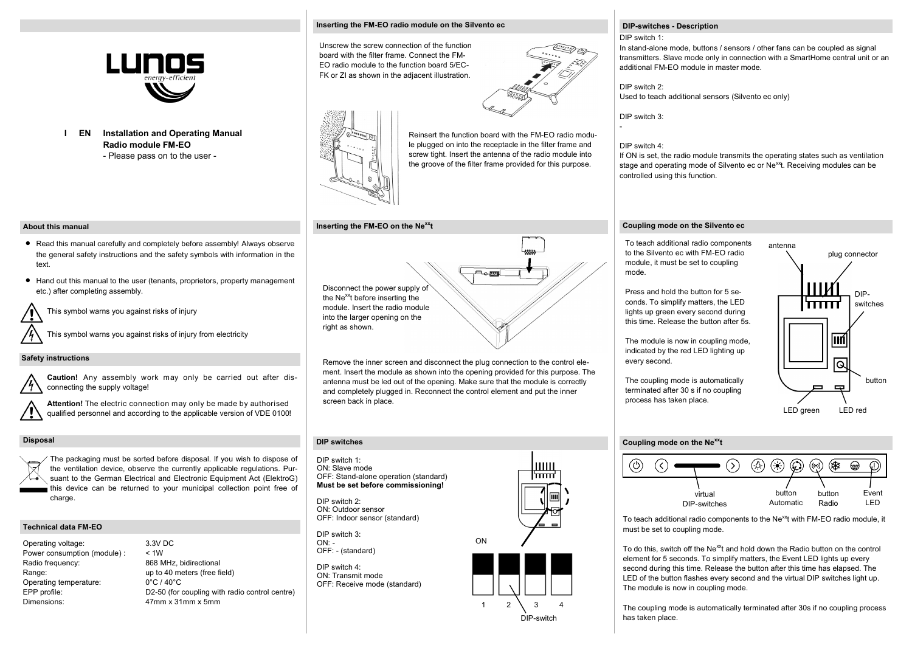LUNOS energy-efficient

**I EN Installation and Operating Manual**
**Radio module FM-EO**
- Please pass on to the user -

## About this manual

- Read this manual carefully and completely before assembly! Always observe the general safety instructions and the safety symbols with information in the text.
- Hand out this manual to the user (tenants, proprietors, property management etc.) after completing assembly.

This symbol warns you against risks of injury

This symbol warns you against risks of injury from electricity

## Safety instructions

**Caution!** Any assembly work may only be carried out after disconnecting the supply voltage!

**Attention!** The electric connection may only be made by authorised qualified personnel and according to the applicable version of VDE 0100!

## Disposal

The packaging must be sorted before disposal. If you wish to dispose of the ventilation device, observe the currently applicable regulations. Pursuant to the German Electrical and Electronic Equipment Act (ElektroG) this device can be returned to your municipal collection point free of charge.

## Technical data FM-EO

| | |
|---|---|
| Operating voltage: | 3.3V DC |
| Power consumption (module) : | < 1W |
| Radio frequency: | 868 MHz, bidirectional |
| Range: | up to 40 meters (free field) |
| Operating temperature: | 0°C / 40°C |
| EPP profile: | D2-50 (for coupling with radio control centre) |
| Dimensions: | 47mm x 31mm x 5mm |

## Inserting the FM-EO radio module on the Silvento ec

Unscrew the screw connection of the function board with the filter frame. Connect the FM-EO radio module to the function board 5/EC-FK or ZI as shown in the adjacent illustration.

Reinsert the function board with the FM-EO radio module plugged on into the receptacle in the filter frame and screw tight. Insert the antenna of the radio module into the groove of the filter frame provided for this purpose.

## Inserting the FM-EO on the Ne$^{xx}$t

Disconnect the power supply of the Ne$^{xx}$t before inserting the module. Insert the radio module into the larger opening on the right as shown.

Remove the inner screen and disconnect the plug connection to the control element. Insert the module as shown into the opening provided for this purpose. The antenna must be led out of the opening. Make sure that the module is correctly and completely plugged in. Reconnect the control element and put the inner screen back in place.

## DIP switches

DIP switch 1:
ON: Slave mode
OFF: Stand-alone operation (standard)
**Must be set before commissioning!**

DIP switch 2:
ON: Outdoor sensor
OFF: Indoor sensor (standard)

DIP switch 3:
ON: -
OFF: - (standard)

DIP switch 4:
ON: Transmit mode
OFF: Receive mode (standard)

ON
1 2 3 4
DIP-switch

## DIP-switches - Description

DIP switch 1:
In stand-alone mode, buttons / sensors / other fans can be coupled as signal transmitters. Slave mode only in connection with a SmartHome central unit or an additional FM-EO module in master mode.

DIP switch 2:
Used to teach additional sensors (Silvento ec only)

DIP switch 3:
-

DIP switch 4:
If ON is set, the radio module transmits the operating states such as ventilation stage and operating mode of Silvento ec or Ne$^{xx}$t. Receiving modules can be controlled using this function.

## Coupling mode on the Silvento ec

To teach additional radio components to the Silvento ec with FM-EO radio module, it must be set to coupling mode.

Press and hold the button for 5 seconds. To simplify matters, the LED lights up green every second during this time. Release the button after 5s.

The module is now in coupling mode, indicated by the red LED lighting up every second.

The coupling mode is automatically terminated after 30 s if no coupling process has taken place.

antenna, plug connector, DIP-switches, button, LED green, LED red

## Coupling mode on the Ne$^{xx}$t

virtual DIP-switches, button Automatic, button Radio, Event LED

To teach additional radio components to the Ne$^{xx}$t with FM-EO radio module, it must be set to coupling mode.

To do this, switch off the Ne$^{xx}$t and hold down the Radio button on the control element for 5 seconds. To simplify matters, the Event LED lights up every second during this time. Release the button after this time has elapsed. The LED of the button flashes every second and the virtual DIP switches light up. The module is now in coupling mode.

The coupling mode is automatically terminated after 30s if no coupling process has taken place.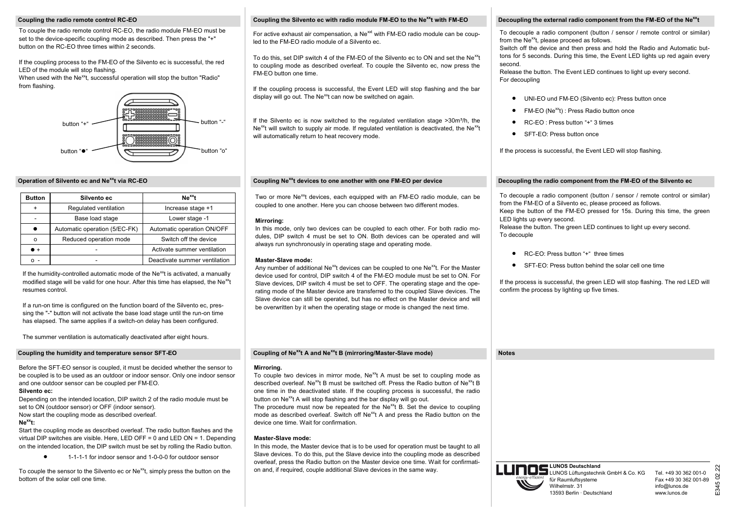## Coupling the radio remote control RC-EO

To couple the radio remote control RC-EO, the radio module FM-EO must be set to the device-specific coupling mode as described. Then press the "+" button on the RC-EO three times within 2 seconds.

If the coupling process to the FM-EO of the Silvento ec is successful, the red LED of the module will stop flashing.
When used with the Ne$^{xx}$t, successful operation will stop the button "Radio" from flashing.

button "+"
button "-"
button "●"
button "o"

## Operation of Silvento ec and Ne$^{xx}$t via RC-EO

| Button | Silvento ec | Ne$^{xx}$t |
|---|---|---|
| + | Regulated ventilation | Increase stage +1 |
| - | Base load stage | Lower stage -1 |
| ● | Automatic operation (5/EC-FK) | Automatic operation ON/OFF |
| o | Reduced operation mode | Switch off the device |
| ● + | - | Activate summer ventilation |
| o - | - | Deactivate summer ventilation |

If the humidity-controlled automatic mode of the Ne$^{xx}$t is activated, a manually modified stage will be valid for one hour. After this time has elapsed, the Ne$^{xx}$t resumes control.

If a run-on time is configured on the function board of the Silvento ec, pressing the "-" button will not activate the base load stage until the run-on time has elapsed. The same applies if a switch-on delay has been configured.

The summer ventilation is automatically deactivated after eight hours.

## Coupling the humidity and temperature sensor SFT-EO

Before the SFT-EO sensor is coupled, it must be decided whether the sensor to be coupled is to be used as an outdoor or indoor sensor. Only one indoor sensor and one outdoor sensor can be coupled per FM-EO.

**Silvento ec:**

Depending on the intended location, DIP switch 2 of the radio module must be set to ON (outdoor sensor) or OFF (indoor sensor).
Now start the coupling mode as described overleaf.

**Ne$^{xx}$t:**

Start the coupling mode as described overleaf. The radio button flashes and the virtual DIP switches are visible. Here, LED OFF = 0 and LED ON = 1. Depending on the intended location, the DIP switch must be set by rolling the Radio button.

- 1-1-1-1 for indoor sensor and 1-0-0-0 for outdoor sensor

To couple the sensor to the Silvento ec or Ne$^{xx}$t, simply press the button on the bottom of the solar cell one time.

## Coupling the Silvento ec with radio module FM-EO to the Ne$^{xx}$t with FM-EO

For active exhaust air compensation, a Ne$^{xxt}$ with FM-EO radio module can be coupled to the FM-EO radio module of a Silvento ec.

To do this, set DIP switch 4 of the FM-EO of the Silvento ec to ON and set the Ne$^{xx}$t to coupling mode as described overleaf. To couple the Silvento ec, now press the FM-EO button one time.

If the coupling process is successful, the Event LED will stop flashing and the bar display will go out. The Ne$^{xx}$t can now be switched on again.

If the Silvento ec is now switched to the regulated ventilation stage >30m³/h, the Ne$^{xx}$t will switch to supply air mode. If regulated ventilation is deactivated, the Ne$^{xx}$t will automatically return to heat recovery mode.

## Coupling Ne$^{xx}$t devices to one another with one FM-EO per device

Two or more Ne$^{xx}$t devices, each equipped with an FM-EO radio module, can be coupled to one another. Here you can choose between two different modes.

**Mirroring:**
In this mode, only two devices can be coupled to each other. For both radio modules, DIP switch 4 must be set to ON. Both devices can be operated and will always run synchronously in operating stage and operating mode.

**Master-Slave mode:**
Any number of additional Ne$^{xx}$t devices can be coupled to one Ne$^{xx}$t. For the Master device used for control, DIP switch 4 of the FM-EO module must be set to ON. For Slave devices, DIP switch 4 must be set to OFF. The operating stage and the operating mode of the Master device are transferred to the coupled Slave devices. The Slave device can still be operated, but has no effect on the Master device and will be overwritten by it when the operating stage or mode is changed the next time.

## Coupling of Ne$^{xx}$t A and Ne$^{xx}$t B (mirroring/Master-Slave mode)

**Mirroring.**
To couple two devices in mirror mode, Ne$^{xx}$t A must be set to coupling mode as described overleaf. Ne$^{xx}$t B must be switched off. Press the Radio button of Ne$^{xx}$t B one time in the deactivated state. If the coupling process is successful, the radio button on Ne$^{xx}$t A will stop flashing and the bar display will go out.
The procedure must now be repeated for the Ne$^{xx}$t B. Set the device to coupling mode as described overleaf. Switch off Ne$^{xx}$t A and press the Radio button on the device one time. Wait for confirmation.

**Master-Slave mode:**
In this mode, the Master device that is to be used for operation must be taught to all Slave devices. To do this, put the Slave device into the coupling mode as described overleaf, press the Radio button on the Master device one time. Wait for confirmation and, if required, couple additional Slave devices in the same way.

## Decoupling the external radio component from the FM-EO of the Ne$^{xx}$t

To decouple a radio component (button / sensor / remote control or similar) from the Ne$^{xx}$t, please proceed as follows.
Switch off the device and then press and hold the Radio and Automatic buttons for 5 seconds. During this time, the Event LED lights up red again every second.
Release the button. The Event LED continues to light up every second.
For decoupling

- UNI-EO und FM-EO (Silvento ec): Press button once
- FM-EO (Ne$^{xx}$t) : Press Radio button once
- RC-EO : Press button "+" 3 times
- SFT-EO: Press button once

If the process is successful, the Event LED will stop flashing.

## Decoupling the radio component from the FM-EO of the Silvento ec

To decouple a radio component (button / sensor / remote control or similar) from the FM-EO of a Silvento ec, please proceed as follows.
Keep the button of the FM-EO pressed for 15s. During this time, the green LED lights up every second.
Release the button. The green LED continues to light up every second.
To decouple

- RC-EO: Press button "+" three times
- SFT-EO: Press button behind the solar cell one time

If the process is successful, the green LED will stop flashing. The red LED will confirm the process by lighting up five times.

## Notes

LUNOS energy-efficient

**LUNOS Deutschland**
LUNOS Lüftungstechnik GmbH & Co. KG für Raumluftsysteme
Wilhelmstr. 31
13593 Berlin · Deutschland

Tel. +49 30 362 001-0
Fax +49 30 362 001-89
info@lunos.de
www.lunos.de

E345 02.22